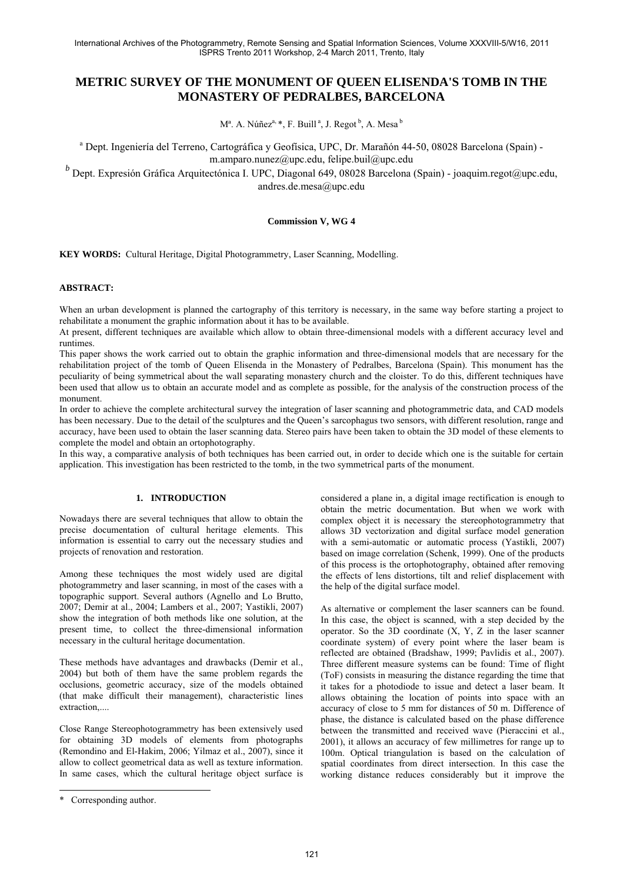# METRIC SURVEY OF THE MONUMENT OF QUEEN ELISENDA'S TOMB IN THE MONASTERY OF PEDRALBES, BARCELONA

Mª. A. Núñez[a, *], F. Buill[a], J. Regot[b], A. Mesa[b]

[a] Dept. Ingeniería del Terreno, Cartográfica y Geofísica, UPC, Dr. Marañón 44-50, 08028 Barcelona (Spain) - m.amparo.nunez@upc.edu, felipe.buil@upc.edu

[b] Dept. Expresión Gráfica Arquitectónica I. UPC, Diagonal 649, 08028 Barcelona (Spain) - joaquim.regot@upc.edu, andres.de.mesa@upc.edu

**Commission V, WG 4**

**KEY WORDS:** Cultural Heritage, Digital Photogrammetry, Laser Scanning, Modelling.

**ABSTRACT:**

When an urban development is planned the cartography of this territory is necessary, in the same way before starting a project to rehabilitate a monument the graphic information about it has to be available.

At present, different techniques are available which allow to obtain three-dimensional models with a different accuracy level and runtimes.

This paper shows the work carried out to obtain the graphic information and three-dimensional models that are necessary for the rehabilitation project of the tomb of Queen Elisenda in the Monastery of Pedralbes, Barcelona (Spain). This monument has the peculiarity of being symmetrical about the wall separating monastery church and the cloister. To do this, different techniques have been used that allow us to obtain an accurate model and as complete as possible, for the analysis of the construction process of the monument.

In order to achieve the complete architectural survey the integration of laser scanning and photogrammetric data, and CAD models has been necessary. Due to the detail of the sculptures and the Queen's sarcophagus two sensors, with different resolution, range and accuracy, have been used to obtain the laser scanning data. Stereo pairs have been taken to obtain the 3D model of these elements to complete the model and obtain an ortophotography.

In this way, a comparative analysis of both techniques has been carried out, in order to decide which one is the suitable for certain application. This investigation has been restricted to the tomb, in the two symmetrical parts of the monument.

## 1. INTRODUCTION

Nowadays there are several techniques that allow to obtain the precise documentation of cultural heritage elements. This information is essential to carry out the necessary studies and projects of renovation and restoration.

Among these techniques the most widely used are digital photogrammetry and laser scanning, in most of the cases with a topographic support. Several authors (Agnello and Lo Brutto, 2007; Demir at al., 2004; Lambers et al., 2007; Yastikli, 2007) show the integration of both methods like one solution, at the present time, to collect the three-dimensional information necessary in the cultural heritage documentation.

These methods have advantages and drawbacks (Demir et al., 2004) but both of them have the same problem regards the occlusions, geometric accuracy, size of the models obtained (that make difficult their management), characteristic lines extraction,....

Close Range Stereophotogrammetry has been extensively used for obtaining 3D models of elements from photographs (Remondino and El-Hakim, 2006; Yilmaz et al., 2007), since it allow to collect geometrical data as well as texture information. In same cases, which the cultural heritage object surface is considered a plane in, a digital image rectification is enough to obtain the metric documentation. But when we work with complex object it is necessary the stereophotogrammetry that allows 3D vectorization and digital surface model generation with a semi-automatic or automatic process (Yastikli, 2007) based on image correlation (Schenk, 1999). One of the products of this process is the ortophotography, obtained after removing the effects of lens distortions, tilt and relief displacement with the help of the digital surface model.

As alternative or complement the laser scanners can be found. In this case, the object is scanned, with a step decided by the operator. So the 3D coordinate (X, Y, Z in the laser scanner coordinate system) of every point where the laser beam is reflected are obtained (Bradshaw, 1999; Pavlidis et al., 2007). Three different measure systems can be found: Time of flight (ToF) consists in measuring the distance regarding the time that it takes for a photodiode to issue and detect a laser beam. It allows obtaining the location of points into space with an accuracy of close to 5 mm for distances of 50 m. Difference of phase, the distance is calculated based on the phase difference between the transmitted and received wave (Pieraccini et al., 2001), it allows an accuracy of few millimetres for range up to 100m. Optical triangulation is based on the calculation of spatial coordinates from direct intersection. In this case the working distance reduces considerably but it improve the

\* Corresponding author.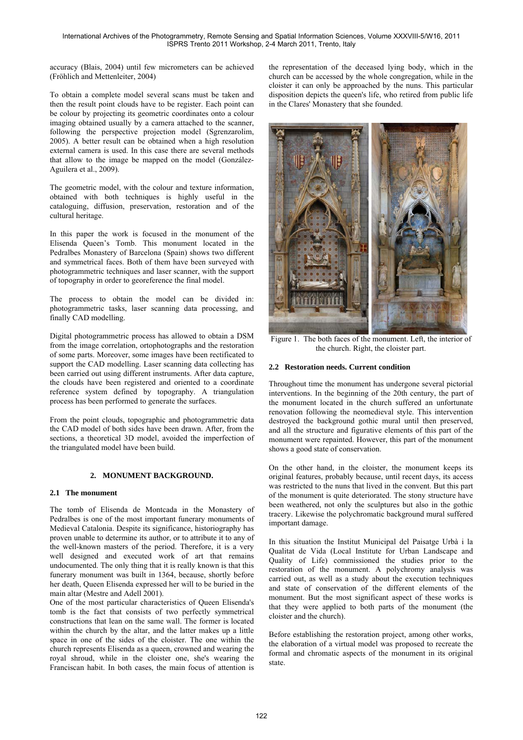accuracy (Blais, 2004) until few micrometers can be achieved (Fröhlich and Mettenleiter, 2004)

To obtain a complete model several scans must be taken and then the result point clouds have to be register. Each point can be colour by projecting its geometric coordinates onto a colour imaging obtained usually by a camera attached to the scanner, following the perspective projection model (Sgrenzarolim, 2005). A better result can be obtained when a high resolution external camera is used. In this case there are several methods that allow to the image be mapped on the model (González-Aguilera et al., 2009).

The geometric model, with the colour and texture information, obtained with both techniques is highly useful in the cataloguing, diffusion, preservation, restoration and of the cultural heritage.

In this paper the work is focused in the monument of the Elisenda Queen's Tomb. This monument located in the Pedralbes Monastery of Barcelona (Spain) shows two different and symmetrical faces. Both of them have been surveyed with photogrammetric techniques and laser scanner, with the support of topography in order to georeference the final model.

The process to obtain the model can be divided in: photogrammetric tasks, laser scanning data processing, and finally CAD modelling.

Digital photogrammetric process has allowed to obtain a DSM from the image correlation, ortophotographs and the restoration of some parts. Moreover, some images have been rectificated to support the CAD modelling. Laser scanning data collecting has been carried out using different instruments. After data capture, the clouds have been registered and oriented to a coordinate reference system defined by topography. A triangulation process has been performed to generate the surfaces.

From the point clouds, topographic and photogrammetric data the CAD model of both sides have been drawn. After, from the sections, a theoretical 3D model, avoided the imperfection of the triangulated model have been build.

## 2. MONUMENT BACKGROUND.

### 2.1 The monument

The tomb of Elisenda de Montcada in the Monastery of Pedralbes is one of the most important funerary monuments of Medieval Catalonia. Despite its significance, historiography has proven unable to determine its author, or to attribute it to any of the well-known masters of the period. Therefore, it is a very well designed and executed work of art that remains undocumented. The only thing that it is really known is that this funerary monument was built in 1364, because, shortly before her death, Queen Elisenda expressed her will to be buried in the main altar (Mestre and Adell 2001).

One of the most particular characteristics of Queen Elisenda's tomb is the fact that consists of two perfectly symmetrical constructions that lean on the same wall. The former is located within the church by the altar, and the latter makes up a little space in one of the sides of the cloister. The one within the church represents Elisenda as a queen, crowned and wearing the royal shroud, while in the cloister one, she's wearing the Franciscan habit. In both cases, the main focus of attention is the representation of the deceased lying body, which in the church can be accessed by the whole congregation, while in the cloister it can only be approached by the nuns. This particular disposition depicts the queen's life, who retired from public life in the Clares' Monastery that she founded.

Figure 1. The both faces of the monument. Left, the interior of the church. Right, the cloister part.

### 2.2 Restoration needs. Current condition

Throughout time the monument has undergone several pictorial interventions. In the beginning of the 20th century, the part of the monument located in the church suffered an unfortunate renovation following the neomedieval style. This intervention destroyed the background gothic mural until then preserved, and all the structure and figurative elements of this part of the monument were repainted. However, this part of the monument shows a good state of conservation.

On the other hand, in the cloister, the monument keeps its original features, probably because, until recent days, its access was restricted to the nuns that lived in the convent. But this part of the monument is quite deteriorated. The stony structure have been weathered, not only the sculptures but also in the gothic tracery. Likewise the polychromatic background mural suffered important damage.

In this situation the Institut Municipal del Paisatge Urbà i la Qualitat de Vida (Local Institute for Urban Landscape and Quality of Life) commissioned the studies prior to the restoration of the monument. A polychromy analysis was carried out, as well as a study about the execution techniques and state of conservation of the different elements of the monument. But the most significant aspect of these works is that they were applied to both parts of the monument (the cloister and the church).

Before establishing the restoration project, among other works, the elaboration of a virtual model was proposed to recreate the formal and chromatic aspects of the monument in its original state.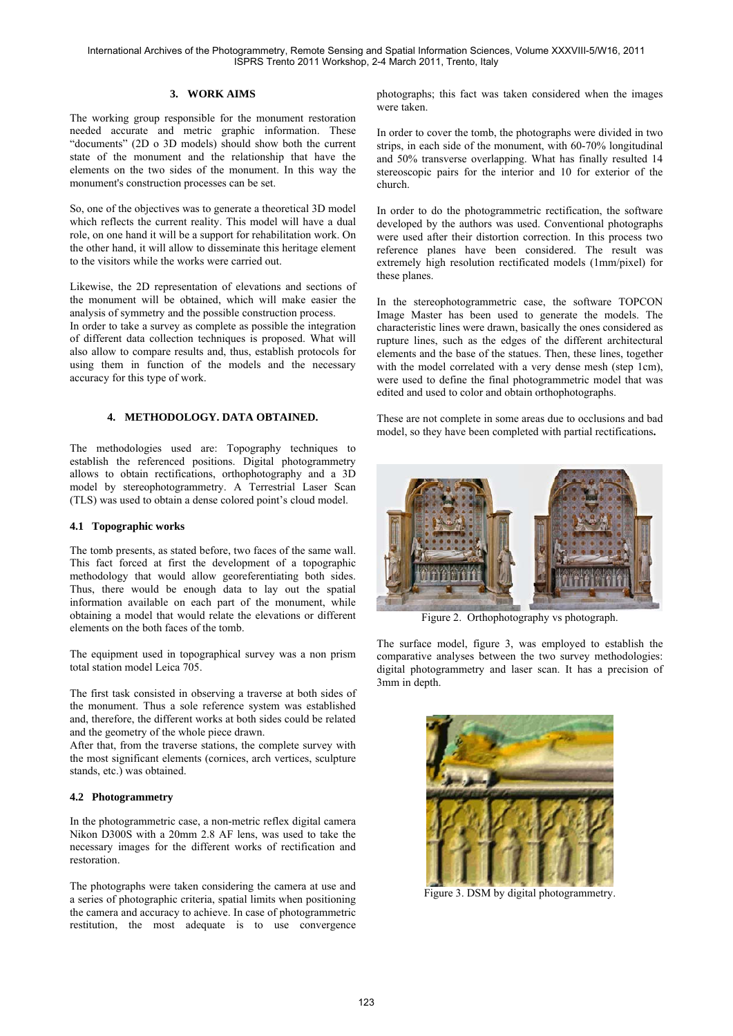## 3. WORK AIMS

The working group responsible for the monument restoration needed accurate and metric graphic information. These "documents" (2D o 3D models) should show both the current state of the monument and the relationship that have the elements on the two sides of the monument. In this way the monument's construction processes can be set.

So, one of the objectives was to generate a theoretical 3D model which reflects the current reality. This model will have a dual role, on one hand it will be a support for rehabilitation work. On the other hand, it will allow to disseminate this heritage element to the visitors while the works were carried out.

Likewise, the 2D representation of elevations and sections of the monument will be obtained, which will make easier the analysis of symmetry and the possible construction process.

In order to take a survey as complete as possible the integration of different data collection techniques is proposed. What will also allow to compare results and, thus, establish protocols for using them in function of the models and the necessary accuracy for this type of work.

## 4. METHODOLOGY. DATA OBTAINED.

The methodologies used are: Topography techniques to establish the referenced positions. Digital photogrammetry allows to obtain rectifications, orthophotography and a 3D model by stereophotogrammetry. A Terrestrial Laser Scan (TLS) was used to obtain a dense colored point's cloud model.

### 4.1 Topographic works

The tomb presents, as stated before, two faces of the same wall. This fact forced at first the development of a topographic methodology that would allow georeferentiating both sides. Thus, there would be enough data to lay out the spatial information available on each part of the monument, while obtaining a model that would relate the elevations or different elements on the both faces of the tomb.

The equipment used in topographical survey was a non prism total station model Leica 705.

The first task consisted in observing a traverse at both sides of the monument. Thus a sole reference system was established and, therefore, the different works at both sides could be related and the geometry of the whole piece drawn.

After that, from the traverse stations, the complete survey with the most significant elements (cornices, arch vertices, sculpture stands, etc.) was obtained.

### 4.2 Photogrammetry

In the photogrammetric case, a non-metric reflex digital camera Nikon D300S with a 20mm 2.8 AF lens, was used to take the necessary images for the different works of rectification and restoration.

The photographs were taken considering the camera at use and a series of photographic criteria, spatial limits when positioning the camera and accuracy to achieve. In case of photogrammetric restitution, the most adequate is to use convergence photographs; this fact was taken considered when the images were taken.

In order to cover the tomb, the photographs were divided in two strips, in each side of the monument, with 60-70% longitudinal and 50% transverse overlapping. What has finally resulted 14 stereoscopic pairs for the interior and 10 for exterior of the church.

In order to do the photogrammetric rectification, the software developed by the authors was used. Conventional photographs were used after their distortion correction. In this process two reference planes have been considered. The result was extremely high resolution rectificated models (1mm/pixel) for these planes.

In the stereophotogrammetric case, the software TOPCON Image Master has been used to generate the models. The characteristic lines were drawn, basically the ones considered as rupture lines, such as the edges of the different architectural elements and the base of the statues. Then, these lines, together with the model correlated with a very dense mesh (step 1cm), were used to define the final photogrammetric model that was edited and used to color and obtain orthophotographs.

These are not complete in some areas due to occlusions and bad model, so they have been completed with partial rectifications**.**

Figure 2. Orthophotography vs photograph.

The surface model, figure 3, was employed to establish the comparative analyses between the two survey methodologies: digital photogrammetry and laser scan. It has a precision of 3mm in depth.

Figure 3. DSM by digital photogrammetry.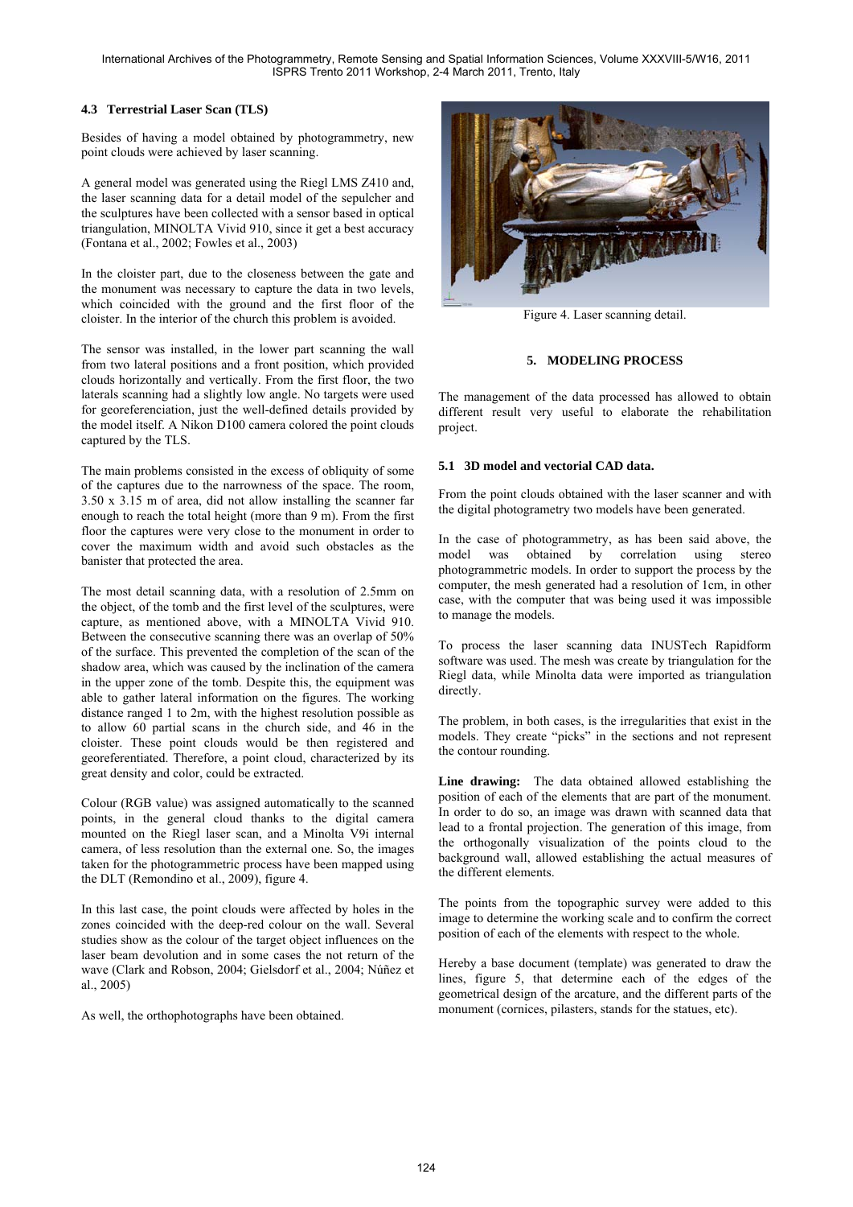### 4.3 Terrestrial Laser Scan (TLS)

Besides of having a model obtained by photogrammetry, new point clouds were achieved by laser scanning.

A general model was generated using the Riegl LMS Z410 and, the laser scanning data for a detail model of the sepulcher and the sculptures have been collected with a sensor based in optical triangulation, MINOLTA Vivid 910, since it get a best accuracy (Fontana et al., 2002; Fowles et al., 2003)

In the cloister part, due to the closeness between the gate and the monument was necessary to capture the data in two levels, which coincided with the ground and the first floor of the cloister. In the interior of the church this problem is avoided.

The sensor was installed, in the lower part scanning the wall from two lateral positions and a front position, which provided clouds horizontally and vertically. From the first floor, the two laterals scanning had a slightly low angle. No targets were used for georeferenciation, just the well-defined details provided by the model itself. A Nikon D100 camera colored the point clouds captured by the TLS.

The main problems consisted in the excess of obliquity of some of the captures due to the narrowness of the space. The room, 3.50 x 3.15 m of area, did not allow installing the scanner far enough to reach the total height (more than 9 m). From the first floor the captures were very close to the monument in order to cover the maximum width and avoid such obstacles as the banister that protected the area.

The most detail scanning data, with a resolution of 2.5mm on the object, of the tomb and the first level of the sculptures, were capture, as mentioned above, with a MINOLTA Vivid 910. Between the consecutive scanning there was an overlap of 50% of the surface. This prevented the completion of the scan of the shadow area, which was caused by the inclination of the camera in the upper zone of the tomb. Despite this, the equipment was able to gather lateral information on the figures. The working distance ranged 1 to 2m, with the highest resolution possible as to allow 60 partial scans in the church side, and 46 in the cloister. These point clouds would be then registered and georeferentiated. Therefore, a point cloud, characterized by its great density and color, could be extracted.

Colour (RGB value) was assigned automatically to the scanned points, in the general cloud thanks to the digital camera mounted on the Riegl laser scan, and a Minolta V9i internal camera, of less resolution than the external one. So, the images taken for the photogrammetric process have been mapped using the DLT (Remondino et al., 2009), figure 4.

In this last case, the point clouds were affected by holes in the zones coincided with the deep-red colour on the wall. Several studies show as the colour of the target object influences on the laser beam devolution and in some cases the not return of the wave (Clark and Robson, 2004; Gielsdorf et al., 2004; Núñez et al., 2005)

As well, the orthophotographs have been obtained.

Figure 4. Laser scanning detail.

## 5. MODELING PROCESS

The management of the data processed has allowed to obtain different result very useful to elaborate the rehabilitation project.

### 5.1 3D model and vectorial CAD data.

From the point clouds obtained with the laser scanner and with the digital photogrammetry two models have been generated.

In the case of photogrammetry, as has been said above, the model was obtained by correlation using stereo photogrammetric models. In order to support the process by the computer, the mesh generated had a resolution of 1cm, in other case, with the computer that was being used it was impossible to manage the models.

To process the laser scanning data INUSTech Rapidform software was used. The mesh was create by triangulation for the Riegl data, while Minolta data were imported as triangulation directly.

The problem, in both cases, is the irregularities that exist in the models. They create "picks" in the sections and not represent the contour rounding.

**Line drawing:** The data obtained allowed establishing the position of each of the elements that are part of the monument. In order to do so, an image was drawn with scanned data that lead to a frontal projection. The generation of this image, from the orthogonally visualization of the points cloud to the background wall, allowed establishing the actual measures of the different elements.

The points from the topographic survey were added to this image to determine the working scale and to confirm the correct position of each of the elements with respect to the whole.

Hereby a base document (template) was generated to draw the lines, figure 5, that determine each of the edges of the geometrical design of the arcature, and the different parts of the monument (cornices, pilasters, stands for the statues, etc).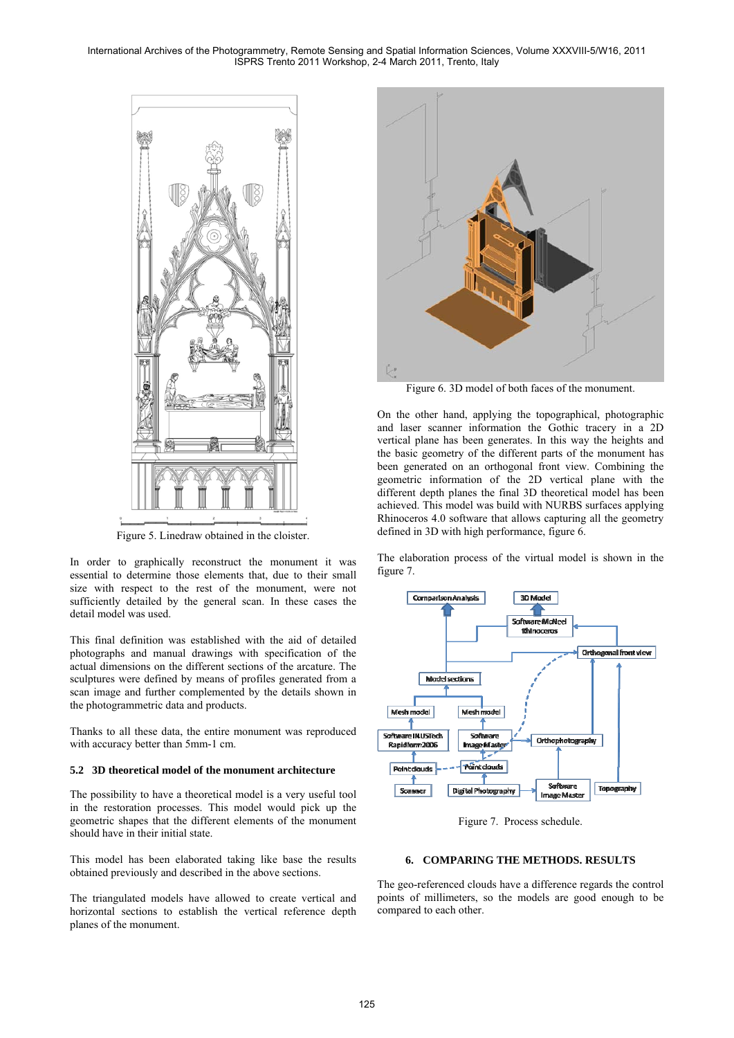Figure 5. Linedraw obtained in the cloister.

In order to graphically reconstruct the monument it was essential to determine those elements that, due to their small size with respect to the rest of the monument, were not sufficiently detailed by the general scan. In these cases the detail model was used.

This final definition was established with the aid of detailed photographs and manual drawings with specification of the actual dimensions on the different sections of the arcature. The sculptures were defined by means of profiles generated from a scan image and further complemented by the details shown in the photogrammetric data and products.

Thanks to all these data, the entire monument was reproduced with accuracy better than 5mm-1 cm.

### 5.2 3D theoretical model of the monument architecture

The possibility to have a theoretical model is a very useful tool in the restoration processes. This model would pick up the geometric shapes that the different elements of the monument should have in their initial state.

This model has been elaborated taking like base the results obtained previously and described in the above sections.

The triangulated models have allowed to create vertical and horizontal sections to establish the vertical reference depth planes of the monument.

Figure 6. 3D model of both faces of the monument.

On the other hand, applying the topographical, photographic and laser scanner information the Gothic tracery in a 2D vertical plane has been generates. In this way the heights and the basic geometry of the different parts of the monument has been generated on an orthogonal front view. Combining the geometric information of the 2D vertical plane with the different depth planes the final 3D theoretical model has been achieved. This model was build with NURBS surfaces applying Rhinoceros 4.0 software that allows capturing all the geometry defined in 3D with high performance, figure 6.

The elaboration process of the virtual model is shown in the figure 7.

Figure 7. Process schedule.

## 6. COMPARING THE METHODS. RESULTS

The geo-referenced clouds have a difference regards the control points of millimeters, so the models are good enough to be compared to each other.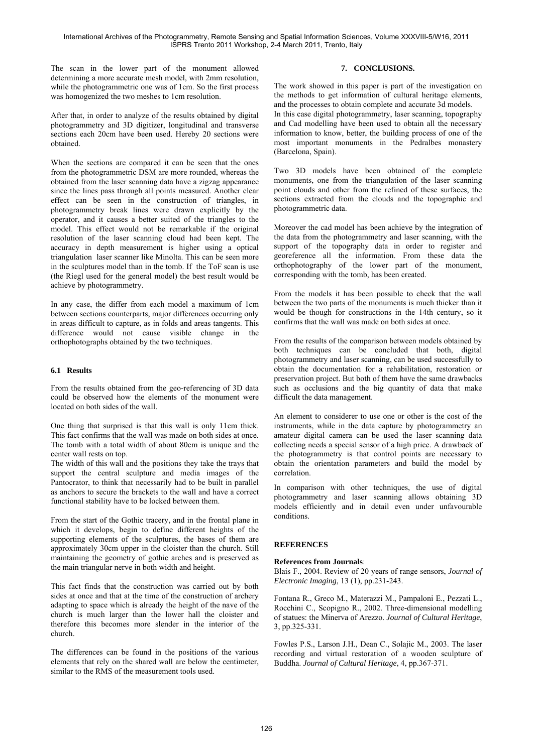The scan in the lower part of the monument allowed determining a more accurate mesh model, with 2mm resolution, while the photogrammetric one was of 1cm. So the first process was homogenized the two meshes to 1cm resolution.

After that, in order to analyze of the results obtained by digital photogrammetry and 3D digitizer, longitudinal and transverse sections each 20cm have been used. Hereby 20 sections were obtained.

When the sections are compared it can be seen that the ones from the photogrammetric DSM are more rounded, whereas the obtained from the laser scanning data have a zigzag appearance since the lines pass through all points measured. Another clear effect can be seen in the construction of triangles, in photogrammetry break lines were drawn explicitly by the operator, and it causes a better suited of the triangles to the model. This effect would not be remarkable if the original resolution of the laser scanning cloud had been kept. The accuracy in depth measurement is higher using a optical triangulation laser scanner like Minolta. This can be seen more in the sculptures model than in the tomb. If the ToF scan is use (the Riegl used for the general model) the best result would be achieve by photogrammetry.

In any case, the differ from each model a maximum of 1cm between sections counterparts, major differences occurring only in areas difficult to capture, as in folds and areas tangents. This difference would not cause visible change in the orthophotographs obtained by the two techniques.

### 6.1 Results

From the results obtained from the geo-referencing of 3D data could be observed how the elements of the monument were located on both sides of the wall.

One thing that surprised is that this wall is only 11cm thick. This fact confirms that the wall was made on both sides at once. The tomb with a total width of about 80cm is unique and the center wall rests on top.

The width of this wall and the positions they take the trays that support the central sculpture and media images of the Pantocrator, to think that necessarily had to be built in parallel as anchors to secure the brackets to the wall and have a correct functional stability have to be locked between them.

From the start of the Gothic tracery, and in the frontal plane in which it develops, begin to define different heights of the supporting elements of the sculptures, the bases of them are approximately 30cm upper in the cloister than the church. Still maintaining the geometry of gothic arches and is preserved as the main triangular nerve in both width and height.

This fact finds that the construction was carried out by both sides at once and that at the time of the construction of archery adapting to space which is already the height of the nave of the church is much larger than the lower hall the cloister and therefore this becomes more slender in the interior of the church.

The differences can be found in the positions of the various elements that rely on the shared wall are below the centimeter, similar to the RMS of the measurement tools used.

## 7. CONCLUSIONS.

The work showed in this paper is part of the investigation on the methods to get information of cultural heritage elements, and the processes to obtain complete and accurate 3d models. In this case digital photogrammetry, laser scanning, topography and Cad modelling have been used to obtain all the necessary information to know, better, the building process of one of the most important monuments in the Pedralbes monastery (Barcelona, Spain).

Two 3D models have been obtained of the complete monuments, one from the triangulation of the laser scanning point clouds and other from the refined of these surfaces, the sections extracted from the clouds and the topographic and photogrammetric data.

Moreover the cad model has been achieve by the integration of the data from the photogrammetry and laser scanning, with the support of the topography data in order to register and georeference all the information. From these data the orthophotography of the lower part of the monument, corresponding with the tomb, has been created.

From the models it has been possible to check that the wall between the two parts of the monuments is much thicker than it would be though for constructions in the 14th century, so it confirms that the wall was made on both sides at once.

From the results of the comparison between models obtained by both techniques can be concluded that both, digital photogrammetry and laser scanning, can be used successfully to obtain the documentation for a rehabilitation, restoration or preservation project. But both of them have the same drawbacks such as occlusions and the big quantity of data that make difficult the data management.

An element to considerer to use one or other is the cost of the instruments, while in the data capture by photogrammetry an amateur digital camera can be used the laser scanning data collecting needs a special sensor of a high price. A drawback of the photogrammetry is that control points are necessary to obtain the orientation parameters and build the model by correlation.

In comparison with other techniques, the use of digital photogrammetry and laser scanning allows obtaining 3D models efficiently and in detail even under unfavourable conditions.

## REFERENCES

**References from Journals**:

Blais F., 2004. Review of 20 years of range sensors, *Journal of Electronic Imaging*, 13 (1), pp.231-243.

Fontana R., Greco M., Materazzi M., Pampaloni E., Pezzati L., Rocchini C., Scopigno R., 2002. Three-dimensional modelling of statues: the Minerva of Arezzo. *Journal of Cultural Heritage*, 3, pp.325-331.

Fowles P.S., Larson J.H., Dean C., Solajic M., 2003. The laser recording and virtual restoration of a wooden sculpture of Buddha. *Journal of Cultural Heritage*, 4, pp.367-371.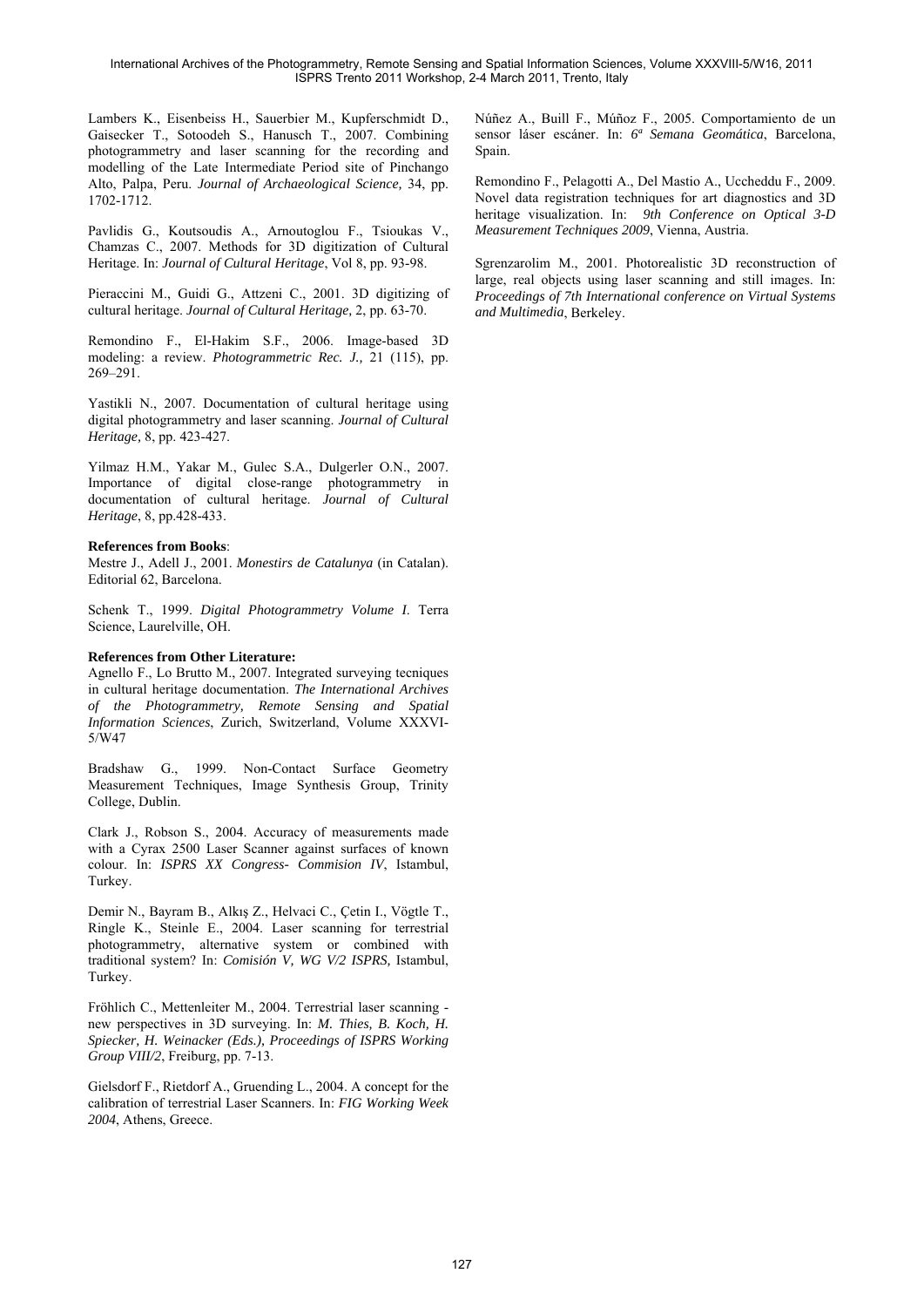Lambers K., Eisenbeiss H., Sauerbier M., Kupferschmidt D., Gaisecker T., Sotoodeh S., Hanusch T., 2007. Combining photogrammetry and laser scanning for the recording and modelling of the Late Intermediate Period site of Pinchango Alto, Palpa, Peru. *Journal of Archaeological Science,* 34, pp. 1702-1712.

Pavlidis G., Koutsoudis A., Arnoutoglou F., Tsioukas V., Chamzas C., 2007. Methods for 3D digitization of Cultural Heritage. In: *Journal of Cultural Heritage*, Vol 8, pp. 93-98.

Pieraccini M., Guidi G., Attzeni C., 2001. 3D digitizing of cultural heritage. *Journal of Cultural Heritage,* 2, pp. 63-70.

Remondino F., El-Hakim S.F., 2006. Image-based 3D modeling: a review. *Photogrammetric Rec. J.,* 21 (115), pp. 269–291.

Yastikli N., 2007. Documentation of cultural heritage using digital photogrammetry and laser scanning. *Journal of Cultural Heritage,* 8, pp. 423-427.

Yilmaz H.M., Yakar M., Gulec S.A., Dulgerler O.N., 2007. Importance of digital close-range photogrammetry in documentation of cultural heritage. *Journal of Cultural Heritage*, 8, pp.428-433.

**References from Books**:

Mestre J., Adell J., 2001. *Monestirs de Catalunya* (in Catalan). Editorial 62, Barcelona.

Schenk T., 1999. *Digital Photogrammetry Volume I.* Terra Science, Laurelville, OH.

**References from Other Literature:**

Agnello F., Lo Brutto M., 2007. Integrated surveying tecniques in cultural heritage documentation. *The International Archives of the Photogrammetry, Remote Sensing and Spatial Information Sciences*, Zurich, Switzerland, Volume XXXVI-5/W47

Bradshaw G., 1999. Non-Contact Surface Geometry Measurement Techniques, Image Synthesis Group, Trinity College, Dublin.

Clark J., Robson S., 2004. Accuracy of measurements made with a Cyrax 2500 Laser Scanner against surfaces of known colour. In: *ISPRS XX Congress- Commision IV*, Istambul, Turkey.

Demir N., Bayram B., Alkış Z., Helvaci C., Çetin I., Vögtle T., Ringle K., Steinle E., 2004. Laser scanning for terrestrial photogrammetry, alternative system or combined with traditional system? In: *Comisión V, WG V/2 ISPRS,* Istambul, Turkey.

Fröhlich C., Mettenleiter M., 2004. Terrestrial laser scanning - new perspectives in 3D surveying. In: *M. Thies, B. Koch, H. Spiecker, H. Weinacker (Eds.), Proceedings of ISPRS Working Group VIII/2*, Freiburg, pp. 7-13.

Gielsdorf F., Rietdorf A., Gruending L., 2004. A concept for the calibration of terrestrial Laser Scanners. In: *FIG Working Week 2004*, Athens, Greece.

Núñez A., Buill F., Múñoz F., 2005. Comportamiento de un sensor láser escáner. In: *6ª Semana Geomática*, Barcelona, Spain.

Remondino F., Pelagotti A., Del Mastio A., Uccheddu F., 2009. Novel data registration techniques for art diagnostics and 3D heritage visualization. In: *9th Conference on Optical 3-D Measurement Techniques 2009*, Vienna, Austria.

Sgrenzarolim M., 2001. Photorealistic 3D reconstruction of large, real objects using laser scanning and still images. In: *Proceedings of 7th International conference on Virtual Systems and Multimedia*, Berkeley.